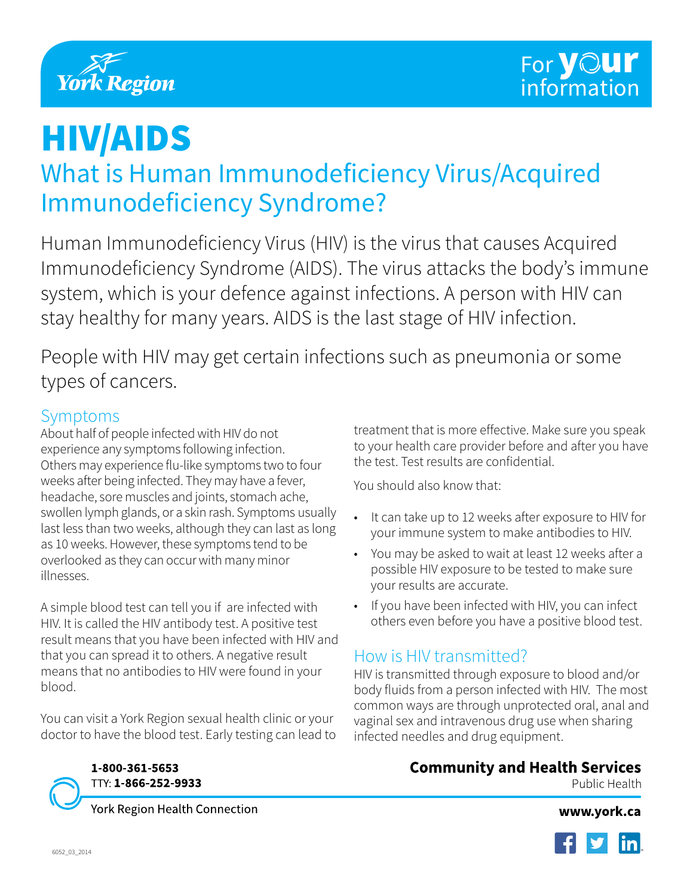York Region

For your information

# HIV/AIDS

## What is Human Immunodeficiency Virus/Acquired Immunodeficiency Syndrome?

Human Immunodeficiency Virus (HIV) is the virus that causes Acquired Immunodeficiency Syndrome (AIDS). The virus attacks the body's immune system, which is your defence against infections. A person with HIV can stay healthy for many years. AIDS is the last stage of HIV infection.

People with HIV may get certain infections such as pneumonia or some types of cancers.

### Symptoms

About half of people infected with HIV do not experience any symptoms following infection. Others may experience flu-like symptoms two to four weeks after being infected. They may have a fever, headache, sore muscles and joints, stomach ache, swollen lymph glands, or a skin rash. Symptoms usually last less than two weeks, although they can last as long as 10 weeks. However, these symptoms tend to be overlooked as they can occur with many minor illnesses.

A simple blood test can tell you if are infected with HIV. It is called the HIV antibody test. A positive test result means that you have been infected with HIV and that you can spread it to others. A negative result means that no antibodies to HIV were found in your blood.

You can visit a York Region sexual health clinic or your doctor to have the blood test. Early testing can lead to treatment that is more effective. Make sure you speak to your health care provider before and after you have the test. Test results are confidential.

You should also know that:

- It can take up to 12 weeks after exposure to HIV for your immune system to make antibodies to HIV.
- You may be asked to wait at least 12 weeks after a possible HIV exposure to be tested to make sure your results are accurate.
- If you have been infected with HIV, you can infect others even before you have a positive blood test.

### How is HIV transmitted?

HIV is transmitted through exposure to blood and/or body fluids from a person infected with HIV. The most common ways are through unprotected oral, anal and vaginal sex and intravenous drug use when sharing infected needles and drug equipment.

**1-800-361-5653**
TTY: **1-866-252-9933**
York Region Health Connection

**Community and Health Services**
Public Health

**www.york.ca**

6052_03_2014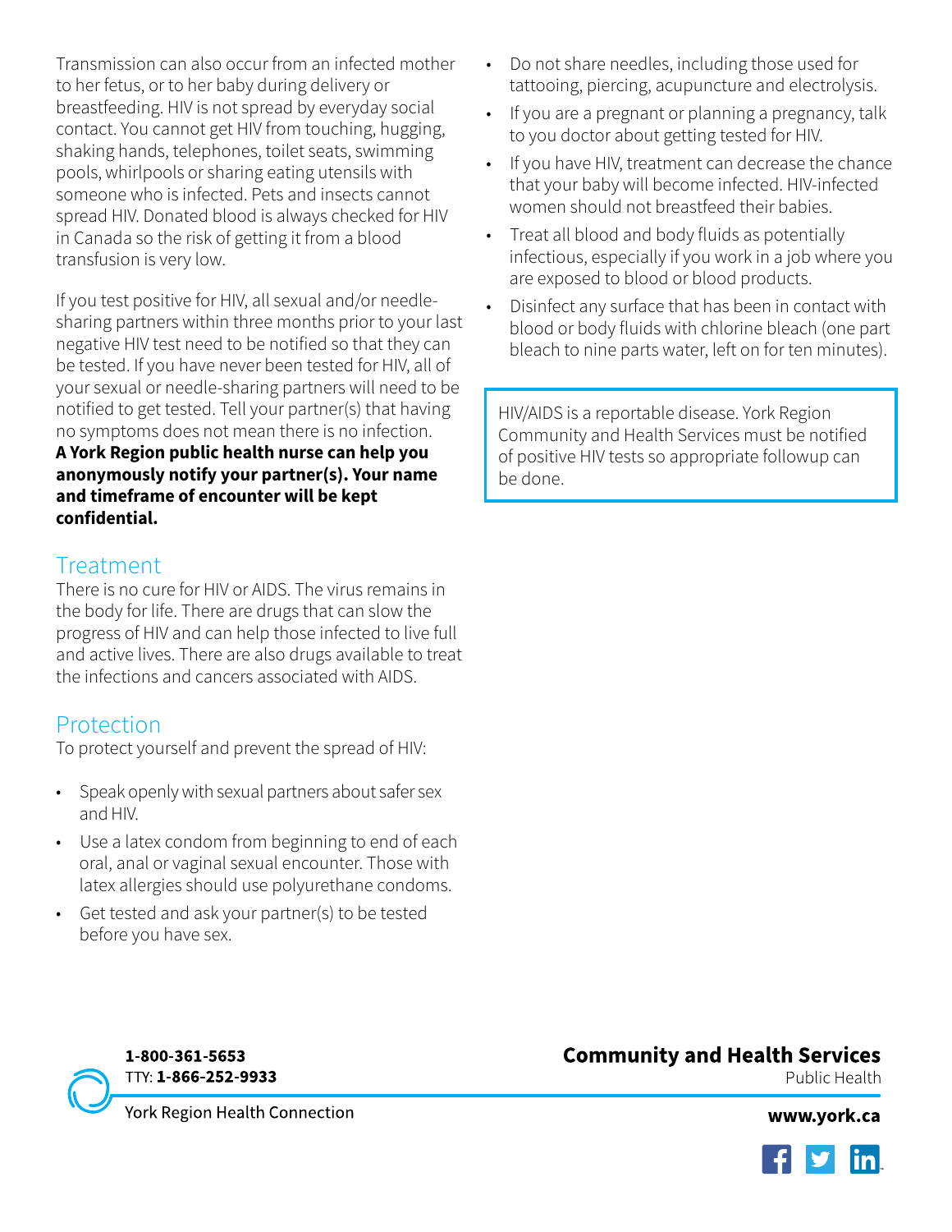Transmission can also occur from an infected mother to her fetus, or to her baby during delivery or breastfeeding. HIV is not spread by everyday social contact. You cannot get HIV from touching, hugging, shaking hands, telephones, toilet seats, swimming pools, whirlpools or sharing eating utensils with someone who is infected. Pets and insects cannot spread HIV. Donated blood is always checked for HIV in Canada so the risk of getting it from a blood transfusion is very low.

If you test positive for HIV, all sexual and/or needle-sharing partners within three months prior to your last negative HIV test need to be notified so that they can be tested. If you have never been tested for HIV, all of your sexual or needle-sharing partners will need to be notified to get tested. Tell your partner(s) that having no symptoms does not mean there is no infection. **A York Region public health nurse can help you anonymously notify your partner(s). Your name and timeframe of encounter will be kept confidential.**

## Treatment

There is no cure for HIV or AIDS. The virus remains in the body for life. There are drugs that can slow the progress of HIV and can help those infected to live full and active lives. There are also drugs available to treat the infections and cancers associated with AIDS.

## Protection

To protect yourself and prevent the spread of HIV:

- Speak openly with sexual partners about safer sex and HIV.
- Use a latex condom from beginning to end of each oral, anal or vaginal sexual encounter. Those with latex allergies should use polyurethane condoms.
- Get tested and ask your partner(s) to be tested before you have sex.
- Do not share needles, including those used for tattooing, piercing, acupuncture and electrolysis.
- If you are a pregnant or planning a pregnancy, talk to you doctor about getting tested for HIV.
- If you have HIV, treatment can decrease the chance that your baby will become infected. HIV-infected women should not breastfeed their babies.
- Treat all blood and body fluids as potentially infectious, especially if you work in a job where you are exposed to blood or blood products.
- Disinfect any surface that has been in contact with blood or body fluids with chlorine bleach (one part bleach to nine parts water, left on for ten minutes).

HIV/AIDS is a reportable disease. York Region Community and Health Services must be notified of positive HIV tests so appropriate followup can be done.

**1-800-361-5653**
TTY: **1-866-252-9933**
York Region Health Connection

**Community and Health Services**
Public Health

**www.york.ca**